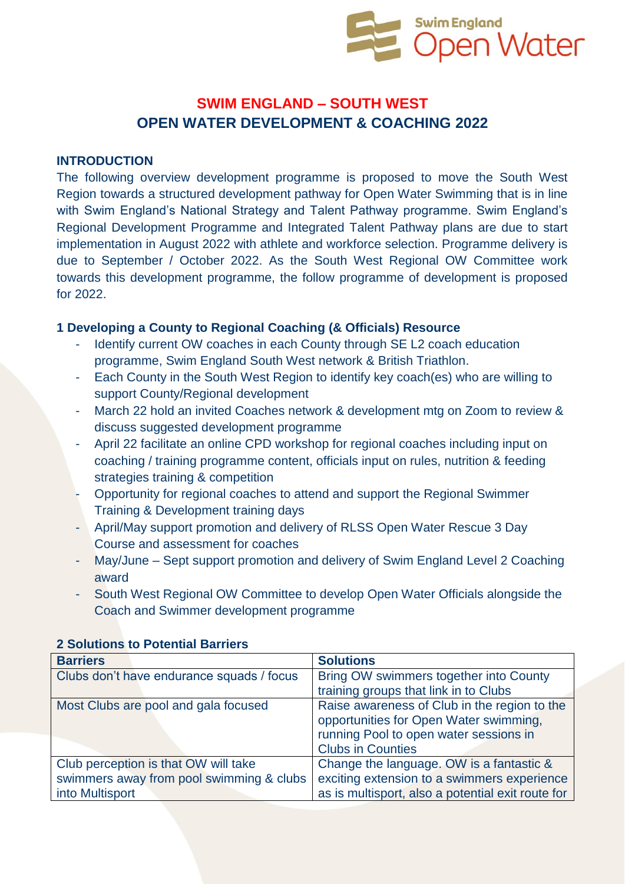# SWIM ENGLAND – SOUTH WEST
## OPEN WATER DEVELOPMENT & COACHING 2022

### INTRODUCTION

The following overview development programme is proposed to move the South West Region towards a structured development pathway for Open Water Swimming that is in line with Swim England's National Strategy and Talent Pathway programme. Swim England's Regional Development Programme and Integrated Talent Pathway plans are due to start implementation in August 2022 with athlete and workforce selection. Programme delivery is due to September / October 2022. As the South West Regional OW Committee work towards this development programme, the follow programme of development is proposed for 2022.

### 1 Developing a County to Regional Coaching (& Officials) Resource

- Identify current OW coaches in each County through SE L2 coach education programme, Swim England South West network & British Triathlon.
- Each County in the South West Region to identify key coach(es) who are willing to support County/Regional development
- March 22 hold an invited Coaches network & development mtg on Zoom to review & discuss suggested development programme
- April 22 facilitate an online CPD workshop for regional coaches including input on coaching / training programme content, officials input on rules, nutrition & feeding strategies training & competition
- Opportunity for regional coaches to attend and support the Regional Swimmer Training & Development training days
- April/May support promotion and delivery of RLSS Open Water Rescue 3 Day Course and assessment for coaches
- May/June – Sept support promotion and delivery of Swim England Level 2 Coaching award
- South West Regional OW Committee to develop Open Water Officials alongside the Coach and Swimmer development programme

### 2 Solutions to Potential Barriers

| Barriers | Solutions |
|---|---|
| Clubs don't have endurance squads / focus | Bring OW swimmers together into County training groups that link in to Clubs |
| Most Clubs are pool and gala focused | Raise awareness of Club in the region to the opportunities for Open Water swimming, running Pool to open water sessions in Clubs in Counties |
| Club perception is that OW will take swimmers away from pool swimming & clubs into Multisport | Change the language. OW is a fantastic & exciting extension to a swimmers experience as is multisport, also a potential exit route for |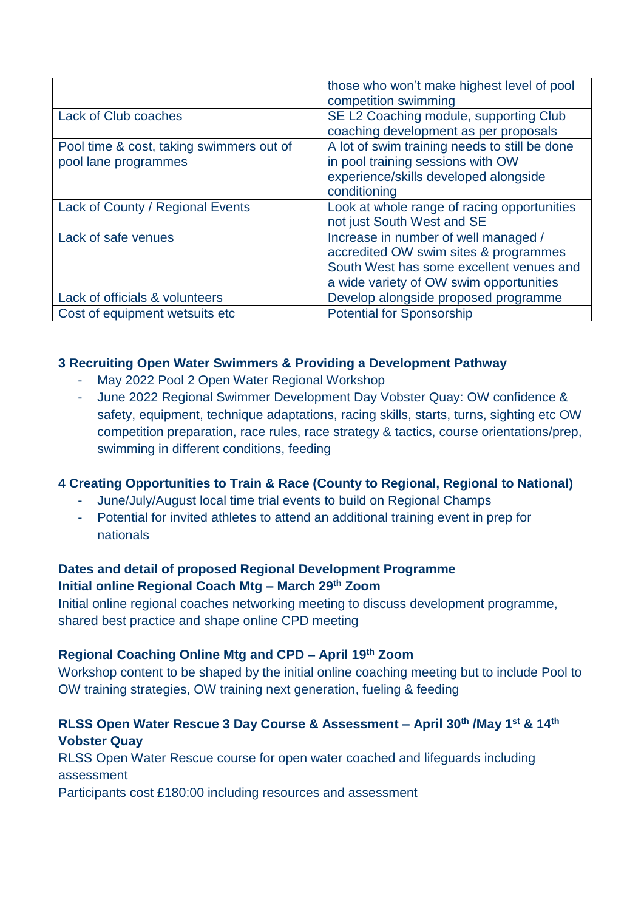| | |
|---|---|
| | those who won't make highest level of pool competition swimming |
| Lack of Club coaches | SE L2 Coaching module, supporting Club coaching development as per proposals |
| Pool time & cost, taking swimmers out of pool lane programmes | A lot of swim training needs to still be done in pool training sessions with OW experience/skills developed alongside conditioning |
| Lack of County / Regional Events | Look at whole range of racing opportunities not just South West and SE |
| Lack of safe venues | Increase in number of well managed / accredited OW swim sites & programmes South West has some excellent venues and a wide variety of OW swim opportunities |
| Lack of officials & volunteers | Develop alongside proposed programme |
| Cost of equipment wetsuits etc | Potential for Sponsorship |

**3 Recruiting Open Water Swimmers & Providing a Development Pathway**

- May 2022 Pool 2 Open Water Regional Workshop
- June 2022 Regional Swimmer Development Day Vobster Quay: OW confidence & safety, equipment, technique adaptations, racing skills, starts, turns, sighting etc OW competition preparation, race rules, race strategy & tactics, course orientations/prep, swimming in different conditions, feeding

**4 Creating Opportunities to Train & Race (County to Regional, Regional to National)**

- June/July/August local time trial events to build on Regional Champs
- Potential for invited athletes to attend an additional training event in prep for nationals

**Dates and detail of proposed Regional Development Programme**
**Initial online Regional Coach Mtg – March 29th Zoom**

Initial online regional coaches networking meeting to discuss development programme, shared best practice and shape online CPD meeting

**Regional Coaching Online Mtg and CPD – April 19th Zoom**

Workshop content to be shaped by the initial online coaching meeting but to include Pool to OW training strategies, OW training next generation, fueling & feeding

**RLSS Open Water Rescue 3 Day Course & Assessment – April 30th /May 1st & 14th Vobster Quay**

RLSS Open Water Rescue course for open water coached and lifeguards including assessment

Participants cost £180:00 including resources and assessment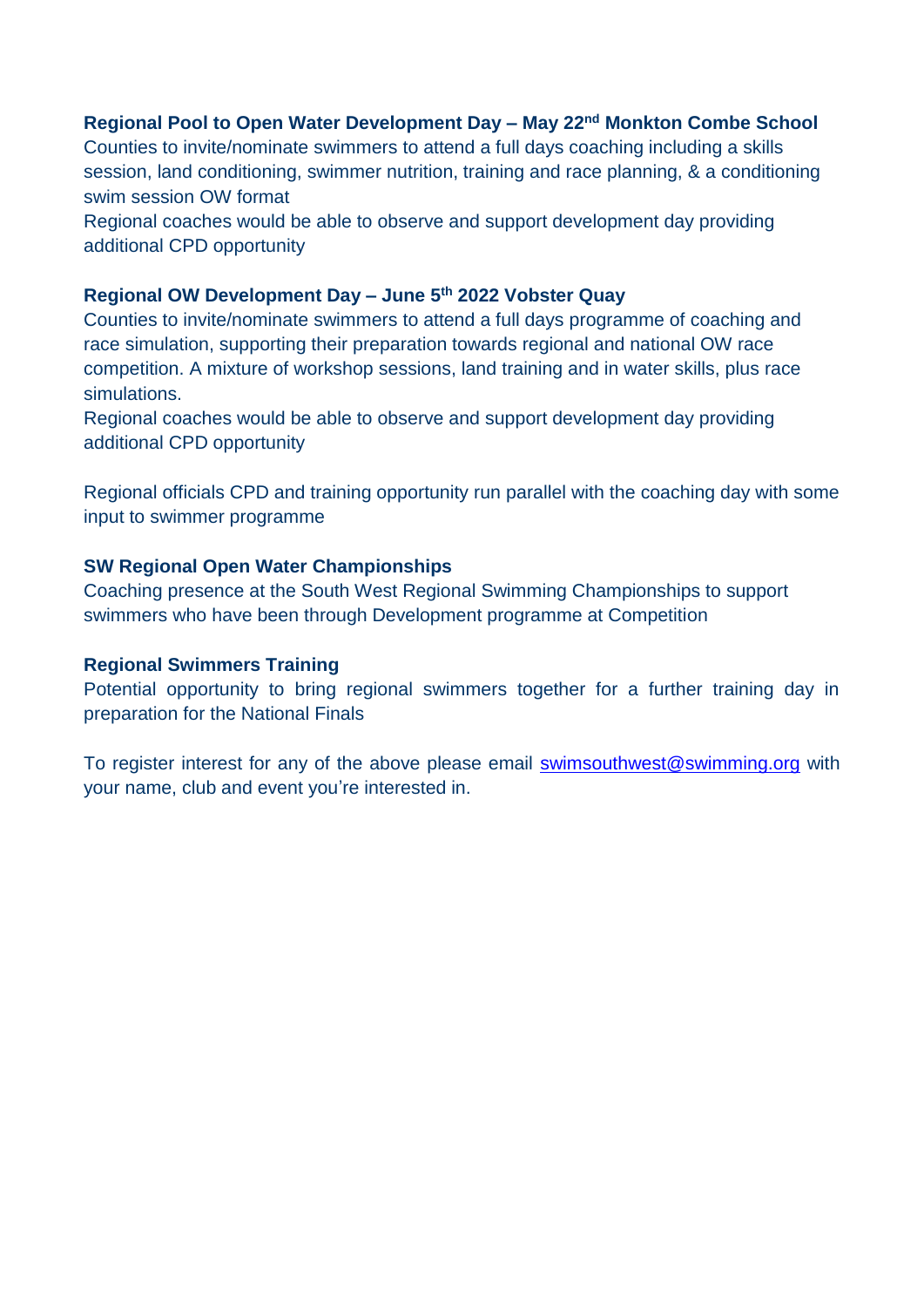**Regional Pool to Open Water Development Day – May 22nd Monkton Combe School**

Counties to invite/nominate swimmers to attend a full days coaching including a skills session, land conditioning, swimmer nutrition, training and race planning, & a conditioning swim session OW format

Regional coaches would be able to observe and support development day providing additional CPD opportunity

**Regional OW Development Day – June 5th 2022 Vobster Quay**

Counties to invite/nominate swimmers to attend a full days programme of coaching and race simulation, supporting their preparation towards regional and national OW race competition. A mixture of workshop sessions, land training and in water skills, plus race simulations.

Regional coaches would be able to observe and support development day providing additional CPD opportunity

Regional officials CPD and training opportunity run parallel with the coaching day with some input to swimmer programme

**SW Regional Open Water Championships**

Coaching presence at the South West Regional Swimming Championships to support swimmers who have been through Development programme at Competition

**Regional Swimmers Training**

Potential opportunity to bring regional swimmers together for a further training day in preparation for the National Finals

To register interest for any of the above please email swimsouthwest@swimming.org with your name, club and event you're interested in.